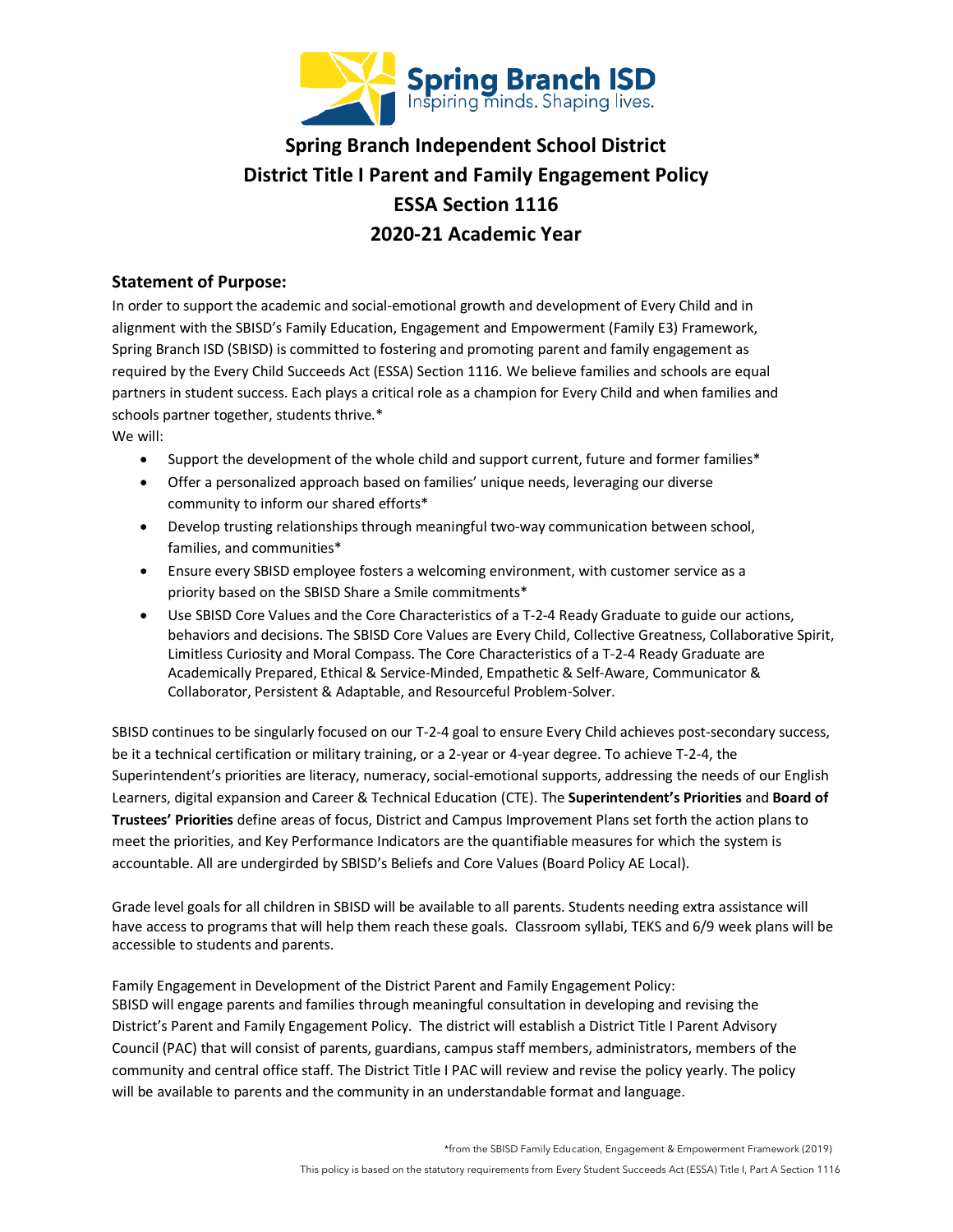Spring Branch ISD
Inspiring minds. Shaping lives.

# Spring Branch Independent School District
# District Title I Parent and Family Engagement Policy
# ESSA Section 1116
# 2020-21 Academic Year

## Statement of Purpose:

In order to support the academic and social-emotional growth and development of Every Child and in alignment with the SBISD's Family Education, Engagement and Empowerment (Family E3) Framework, Spring Branch ISD (SBISD) is committed to fostering and promoting parent and family engagement as required by the Every Child Succeeds Act (ESSA) Section 1116. We believe families and schools are equal partners in student success. Each plays a critical role as a champion for Every Child and when families and schools partner together, students thrive.*

We will:

- Support the development of the whole child and support current, future and former families*
- Offer a personalized approach based on families' unique needs, leveraging our diverse community to inform our shared efforts*
- Develop trusting relationships through meaningful two-way communication between school, families, and communities*
- Ensure every SBISD employee fosters a welcoming environment, with customer service as a priority based on the SBISD Share a Smile commitments*
- Use SBISD Core Values and the Core Characteristics of a T-2-4 Ready Graduate to guide our actions, behaviors and decisions. The SBISD Core Values are Every Child, Collective Greatness, Collaborative Spirit, Limitless Curiosity and Moral Compass. The Core Characteristics of a T-2-4 Ready Graduate are Academically Prepared, Ethical & Service-Minded, Empathetic & Self-Aware, Communicator & Collaborator, Persistent & Adaptable, and Resourceful Problem-Solver.

SBISD continues to be singularly focused on our T-2-4 goal to ensure Every Child achieves post-secondary success, be it a technical certification or military training, or a 2-year or 4-year degree. To achieve T-2-4, the Superintendent's priorities are literacy, numeracy, social-emotional supports, addressing the needs of our English Learners, digital expansion and Career & Technical Education (CTE). The **Superintendent's Priorities** and **Board of Trustees' Priorities** define areas of focus, District and Campus Improvement Plans set forth the action plans to meet the priorities, and Key Performance Indicators are the quantifiable measures for which the system is accountable. All are undergirded by SBISD's Beliefs and Core Values (Board Policy AE Local).

Grade level goals for all children in SBISD will be available to all parents. Students needing extra assistance will have access to programs that will help them reach these goals. Classroom syllabi, TEKS and 6/9 week plans will be accessible to students and parents.

Family Engagement in Development of the District Parent and Family Engagement Policy:
SBISD will engage parents and families through meaningful consultation in developing and revising the District's Parent and Family Engagement Policy. The district will establish a District Title I Parent Advisory Council (PAC) that will consist of parents, guardians, campus staff members, administrators, members of the community and central office staff. The District Title I PAC will review and revise the policy yearly. The policy will be available to parents and the community in an understandable format and language.

*from the SBISD Family Education, Engagement & Empowerment Framework (2019)

This policy is based on the statutory requirements from Every Student Succeeds Act (ESSA) Title I, Part A Section 1116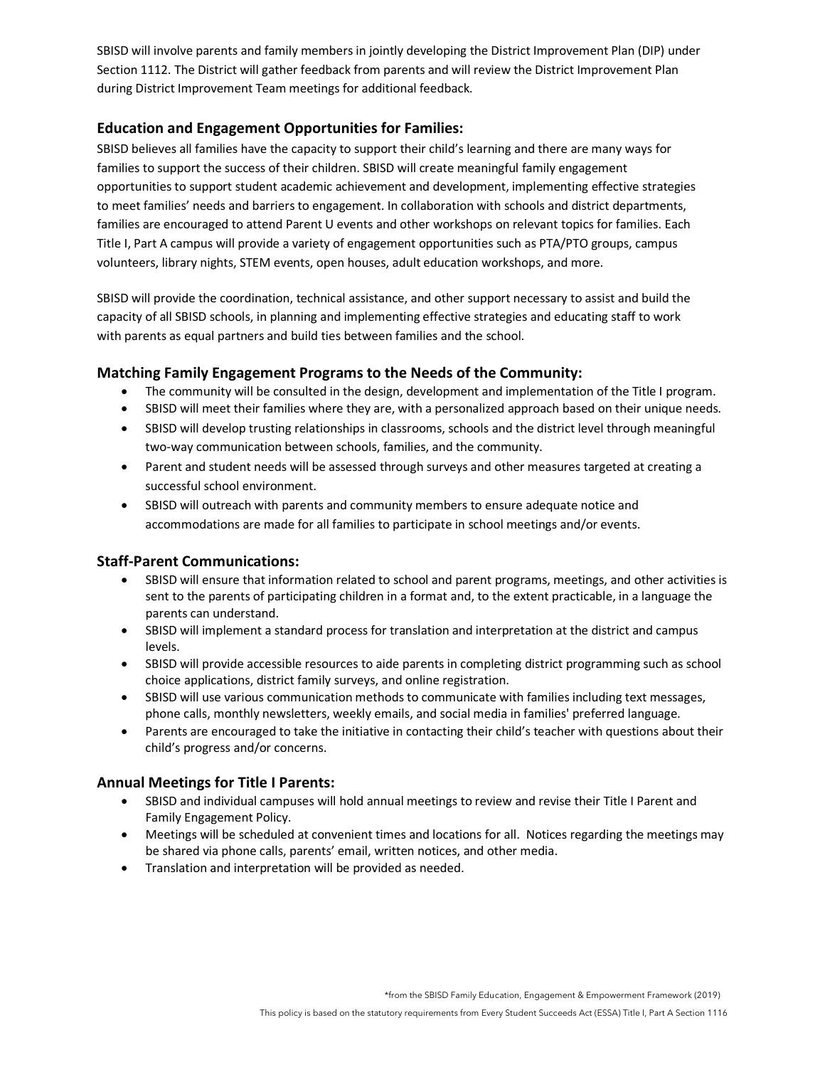SBISD will involve parents and family members in jointly developing the District Improvement Plan (DIP) under Section 1112. The District will gather feedback from parents and will review the District Improvement Plan during District Improvement Team meetings for additional feedback.

### Education and Engagement Opportunities for Families:

SBISD believes all families have the capacity to support their child's learning and there are many ways for families to support the success of their children. SBISD will create meaningful family engagement opportunities to support student academic achievement and development, implementing effective strategies to meet families' needs and barriers to engagement. In collaboration with schools and district departments, families are encouraged to attend Parent U events and other workshops on relevant topics for families. Each Title I, Part A campus will provide a variety of engagement opportunities such as PTA/PTO groups, campus volunteers, library nights, STEM events, open houses, adult education workshops, and more.

SBISD will provide the coordination, technical assistance, and other support necessary to assist and build the capacity of all SBISD schools, in planning and implementing effective strategies and educating staff to work with parents as equal partners and build ties between families and the school.

### Matching Family Engagement Programs to the Needs of the Community:

- The community will be consulted in the design, development and implementation of the Title I program.
- SBISD will meet their families where they are, with a personalized approach based on their unique needs.
- SBISD will develop trusting relationships in classrooms, schools and the district level through meaningful two-way communication between schools, families, and the community.
- Parent and student needs will be assessed through surveys and other measures targeted at creating a successful school environment.
- SBISD will outreach with parents and community members to ensure adequate notice and accommodations are made for all families to participate in school meetings and/or events.

### Staff-Parent Communications:

- SBISD will ensure that information related to school and parent programs, meetings, and other activities is sent to the parents of participating children in a format and, to the extent practicable, in a language the parents can understand.
- SBISD will implement a standard process for translation and interpretation at the district and campus levels.
- SBISD will provide accessible resources to aide parents in completing district programming such as school choice applications, district family surveys, and online registration.
- SBISD will use various communication methods to communicate with families including text messages, phone calls, monthly newsletters, weekly emails, and social media in families' preferred language.
- Parents are encouraged to take the initiative in contacting their child's teacher with questions about their child's progress and/or concerns.

### Annual Meetings for Title I Parents:

- SBISD and individual campuses will hold annual meetings to review and revise their Title I Parent and Family Engagement Policy.
- Meetings will be scheduled at convenient times and locations for all. Notices regarding the meetings may be shared via phone calls, parents' email, written notices, and other media.
- Translation and interpretation will be provided as needed.

*from the SBISD Family Education, Engagement & Empowerment Framework (2019)

This policy is based on the statutory requirements from Every Student Succeeds Act (ESSA) Title I, Part A Section 1116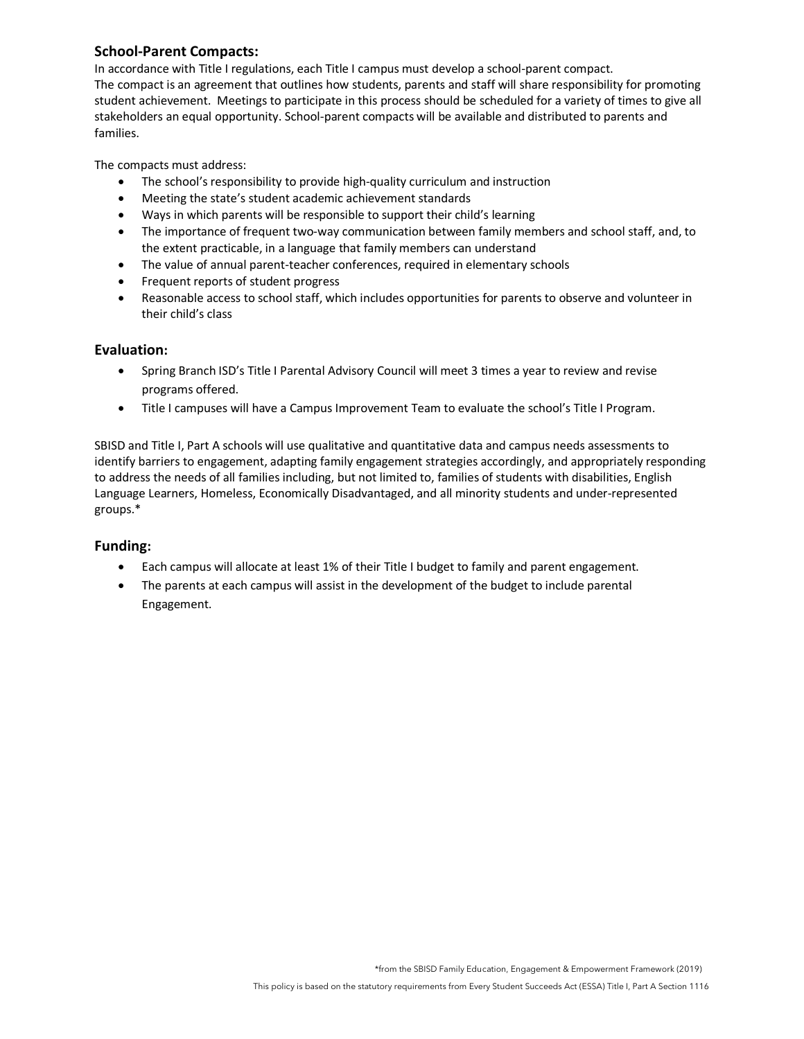## School-Parent Compacts:

In accordance with Title I regulations, each Title I campus must develop a school-parent compact.
The compact is an agreement that outlines how students, parents and staff will share responsibility for promoting student achievement. Meetings to participate in this process should be scheduled for a variety of times to give all stakeholders an equal opportunity. School-parent compacts will be available and distributed to parents and families.

The compacts must address:

- The school's responsibility to provide high-quality curriculum and instruction
- Meeting the state's student academic achievement standards
- Ways in which parents will be responsible to support their child's learning
- The importance of frequent two-way communication between family members and school staff, and, to the extent practicable, in a language that family members can understand
- The value of annual parent-teacher conferences, required in elementary schools
- Frequent reports of student progress
- Reasonable access to school staff, which includes opportunities for parents to observe and volunteer in their child's class

## Evaluation:

- Spring Branch ISD's Title I Parental Advisory Council will meet 3 times a year to review and revise programs offered.
- Title I campuses will have a Campus Improvement Team to evaluate the school's Title I Program.

SBISD and Title I, Part A schools will use qualitative and quantitative data and campus needs assessments to identify barriers to engagement, adapting family engagement strategies accordingly, and appropriately responding to address the needs of all families including, but not limited to, families of students with disabilities, English Language Learners, Homeless, Economically Disadvantaged, and all minority students and under-represented groups.*

## Funding:

- Each campus will allocate at least 1% of their Title I budget to family and parent engagement.
- The parents at each campus will assist in the development of the budget to include parental Engagement.

*from the SBISD Family Education, Engagement & Empowerment Framework (2019)

This policy is based on the statutory requirements from Every Student Succeeds Act (ESSA) Title I, Part A Section 1116